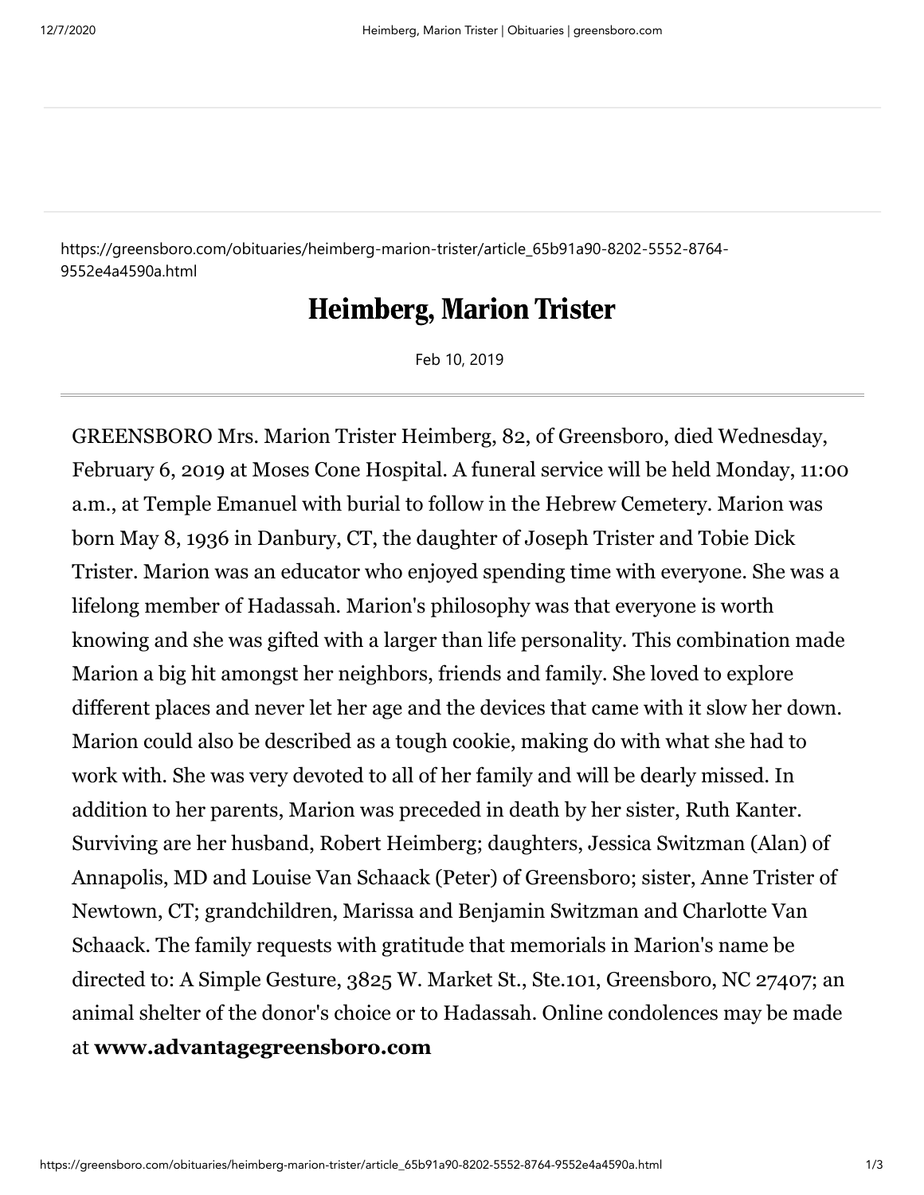https://greensboro.com/obituaries/heimberg-marion-trister/article_65b91a90-8202-5552-8764-9552e4a4590a.html

# Heimberg, Marion Trister

Feb 10, 2019

GREENSBORO Mrs. Marion Trister Heimberg, 82, of Greensboro, died Wednesday, February 6, 2019 at Moses Cone Hospital. A funeral service will be held Monday, 11:00 a.m., at Temple Emanuel with burial to follow in the Hebrew Cemetery. Marion was born May 8, 1936 in Danbury, CT, the daughter of Joseph Trister and Tobie Dick Trister. Marion was an educator who enjoyed spending time with everyone. She was a lifelong member of Hadassah. Marion's philosophy was that everyone is worth knowing and she was gifted with a larger than life personality. This combination made Marion a big hit amongst her neighbors, friends and family. She loved to explore different places and never let her age and the devices that came with it slow her down. Marion could also be described as a tough cookie, making do with what she had to work with. She was very devoted to all of her family and will be dearly missed. In addition to her parents, Marion was preceded in death by her sister, Ruth Kanter. Surviving are her husband, Robert Heimberg; daughters, Jessica Switzman (Alan) of Annapolis, MD and Louise Van Schaack (Peter) of Greensboro; sister, Anne Trister of Newtown, CT; grandchildren, Marissa and Benjamin Switzman and Charlotte Van Schaack. The family requests with gratitude that memorials in Marion's name be directed to: A Simple Gesture, 3825 W. Market St., Ste.101, Greensboro, NC 27407; an animal shelter of the donor's choice or to Hadassah. Online condolences may be made at **www.advantagegreensboro.com**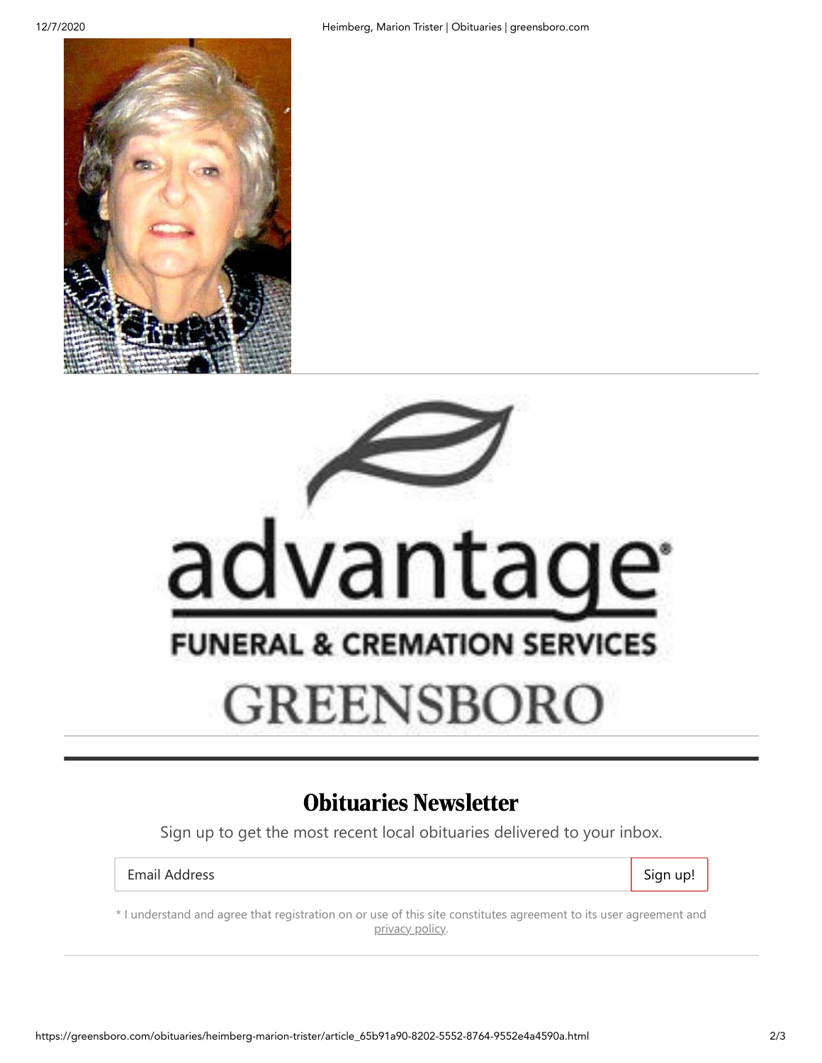advantage®

FUNERAL & CREMATION SERVICES

GREENSBORO

## Obituaries Newsletter

Sign up to get the most recent local obituaries delivered to your inbox.

Email Address

Sign up!

* I understand and agree that registration on or use of this site constitutes agreement to its user agreement and privacy policy.